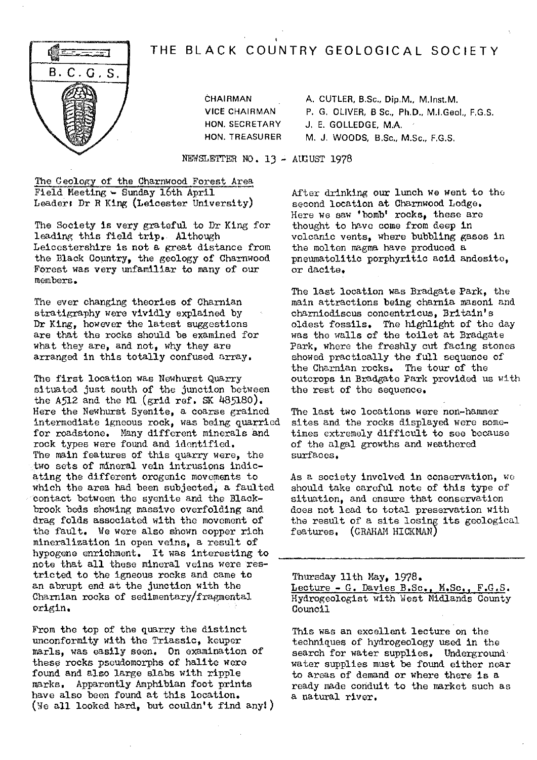# THE BLACK COUNTRY GEOLOGICAL SOCIETY

B.C.G.S.

| | |
|---|---|
| CHAIRMAN | A. CUTLER, B.Sc., Dip.M., M.Inst.M. |
| VICE CHAIRMAN | P. G. OLIVER, B Sc., Ph.D., M.I.Geol., F.G.S. |
| HON. SECRETARY | J. E. GOLLEDGE, M.A. |
| HON. TREASURER | M. J. WOODS, B.Sc., M.Sc., F.G.S. |

NEWSLETTER NO. 13 - AUGUST 1978

## The Geology of the Charnwood Forest Area
Field Meeting - Sunday 16th April
Leader: Dr R King (Leicester University)

The Society is very grateful to Dr King for leading this field trip. Although Leicestershire is not a great distance from the Black Country, the geology of Charnwood Forest was very unfamiliar to many of our members.

The ever changing theories of Charnian stratigraphy were vividly explained by Dr King, however the latest suggestions are that the rocks should be examined for what they are, and not, why they are arranged in this totally confused array.

The first location was Newhurst Quarry situated just south of the junction between the A512 and the M1 (grid ref. SK 485180). Here the Newhurst Syenite, a coarse grained intermediate igneous rock, was being quarried for roadstone. Many different minerals and rock types were found and identified. The main features of this quarry were, the two sets of mineral vein intrusions indicating the different orogenic movements to which the area had been subjected, a faulted contact between the syenite and the Blackbrook beds showing massive overfolding and drag folds associated with the movement of the fault. We were also shown copper rich mineralization in open veins, a result of hypogene enrichment. It was interesting to note that all these mineral veins were restricted to the igneous rocks and came to an abrupt end at the junction with the Charnian rocks of sedimentary/fragmental origin.

From the top of the quarry the distinct unconformity with the Triassic, keuper marls, was easily seen. On examination of these rocks pseudomorphs of halite were found and also large slabs with ripple marks. Apparently Amphibian foot prints have also been found at this location. (We all looked hard, but couldn't find any!)

After drinking our lunch we went to the second location at Charnwood Lodge. Here we saw 'bomb' rocks, these are thought to have come from deep in volcanic vents, where bubbling gases in the molten magma have produced a pneumatolitic porphyritic acid andesite, or dacite.

The last location was Bradgate Park, the main attractions being charnia masoni and charniodiscus concentricus, Britain's oldest fossils. The highlight of the day was the walls of the toilet at Bradgate Park, where the freshly cut facing stones showed practically the full sequence of the Charnian rocks. The tour of the outcrops in Bradgate Park provided us with the rest of the sequence.

The last two locations were non-hammer sites and the rocks displayed were sometimes extremely difficult to see because of the algal growths and weathered surfaces.

As a society involved in conservation, we should take careful note of this type of situation, and ensure that conservation does not lead to total preservation with the result of a site losing its geological features. (GRAHAM HICKMAN)

---

Thursday 11th May, 1978.
Lecture - G. Davies B.Sc., M.Sc., F.G.S.
Hydrogeologist with West Midlands County Council

This was an excellent lecture on the techniques of hydrogeology used in the search for water supplies. Underground water supplies must be found either near to areas of demand or where there is a ready made conduit to the market such as a natural river.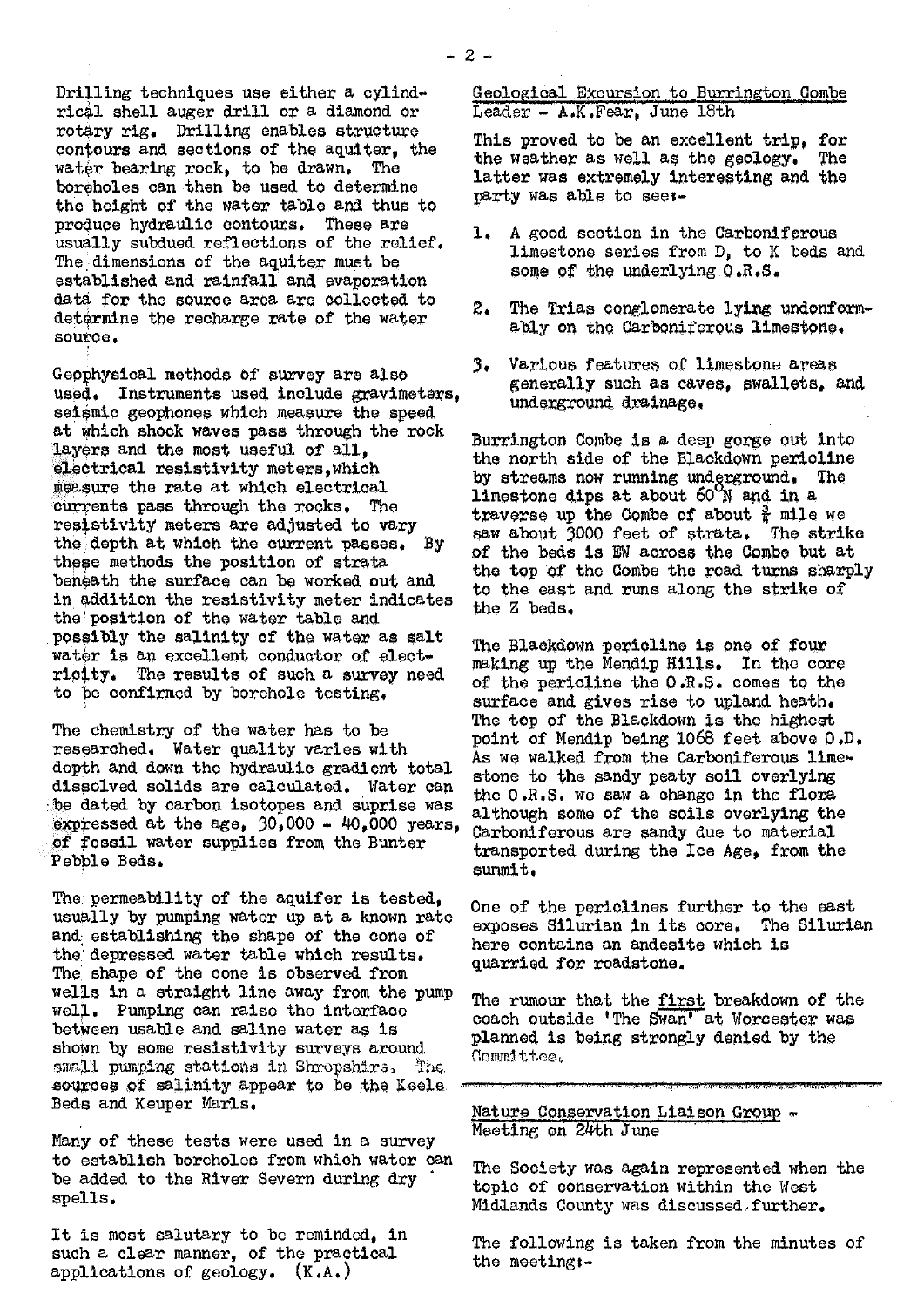Drilling techniques use either a cylindrical shell auger drill or a diamond or rotary rig. Drilling enables structure contours and sections of the aquifer, the water bearing rock, to be drawn. The boreholes can then be used to determine the height of the water table and thus to produce hydraulic contours. These are usually subdued reflections of the relief. The dimensions of the aquifer must be established and rainfall and evaporation data for the source area are collected to determine the recharge rate of the water source.

Geophysical methods of survey are also used. Instruments used include gravimeters, seismic geophones which measure the speed at which shock waves pass through the rock layers and the most useful of all, electrical resistivity meters, which measure the rate at which electrical currents pass through the rocks. The resistivity meters are adjusted to vary the depth at which the current passes. By these methods the position of strata beneath the surface can be worked out and in addition the resistivity meter indicates the position of the water table and possibly the salinity of the water as salt water is an excellent conductor of electricity. The results of such a survey need to be confirmed by borehole testing.

The chemistry of the water has to be researched. Water quality varies with depth and down the hydraulic gradient total dissolved solids are calculated. Water can be dated by carbon isotopes and suprise was expressed at the age, 30,000 - 40,000 years, of fossil water supplies from the Bunter Pebble Beds.

The permeability of the aquifer is tested, usually by pumping water up at a known rate and establishing the shape of the cone of the depressed water table which results. The shape of the cone is observed from wells in a straight line away from the pump well. Pumping can raise the interface between usable and saline water as is shown by some resistivity surveys around small pumping stations in Shropshire. The sources of salinity appear to be the Keele Beds and Keuper Marls.

Many of these tests were used in a survey to establish boreholes from which water can be added to the River Severn during dry spells.

It is most salutary to be reminded, in such a clear manner, of the practical applications of geology. (K.A.)

## Geological Excursion to Burrington Combe
Leader - A.K.Fear, June 18th

This proved to be an excellent trip, for the weather as well as the geology. The latter was extremely interesting and the party was able to see:-

1. A good section in the Carboniferous limestone series from D, to K beds and some of the underlying O.R.S.
2. The Trias conglomerate lying undonformably on the Carboniferous limestone.
3. Various features of limestone areas generally such as caves, swallets, and underground drainage.

Burrington Combe is a deep gorge cut into the north side of the Blackdown pericline by streams now running underground. The limestone dips at about 60°N and in a traverse up the Combe of about ¾ mile we saw about 3000 feet of strata. The strike of the beds is EW across the Combe but at the top of the Combe the road turns sharply to the east and runs along the strike of the Z beds.

The Blackdown pericline is one of four making up the Mendip Hills. In the core of the pericline the O.R.S. comes to the surface and gives rise to upland heath. The top of the Blackdown is the highest point of Nendip being 1068 feet above O.D. As we walked from the Carboniferous limestone to the sandy peaty soil overlying the O.R.S. we saw a change in the flora although some of the soils overlying the Carboniferous are sandy due to material transported during the Ice Age, from the summit.

One of the periclines further to the east exposes Silurian in its core. The Silurian here contains an andesite which is quarried for roadstone.

The rumour that the <u>first</u> breakdown of the coach outside 'The Swan' at Worcester was planned is being strongly denied by the Committee.

## Nature Conservation Liaison Group - Meeting on 24th June

The Society was again represented when the topic of conservation within the West Midlands County was discussed further.

The following is taken from the minutes of the meeting:-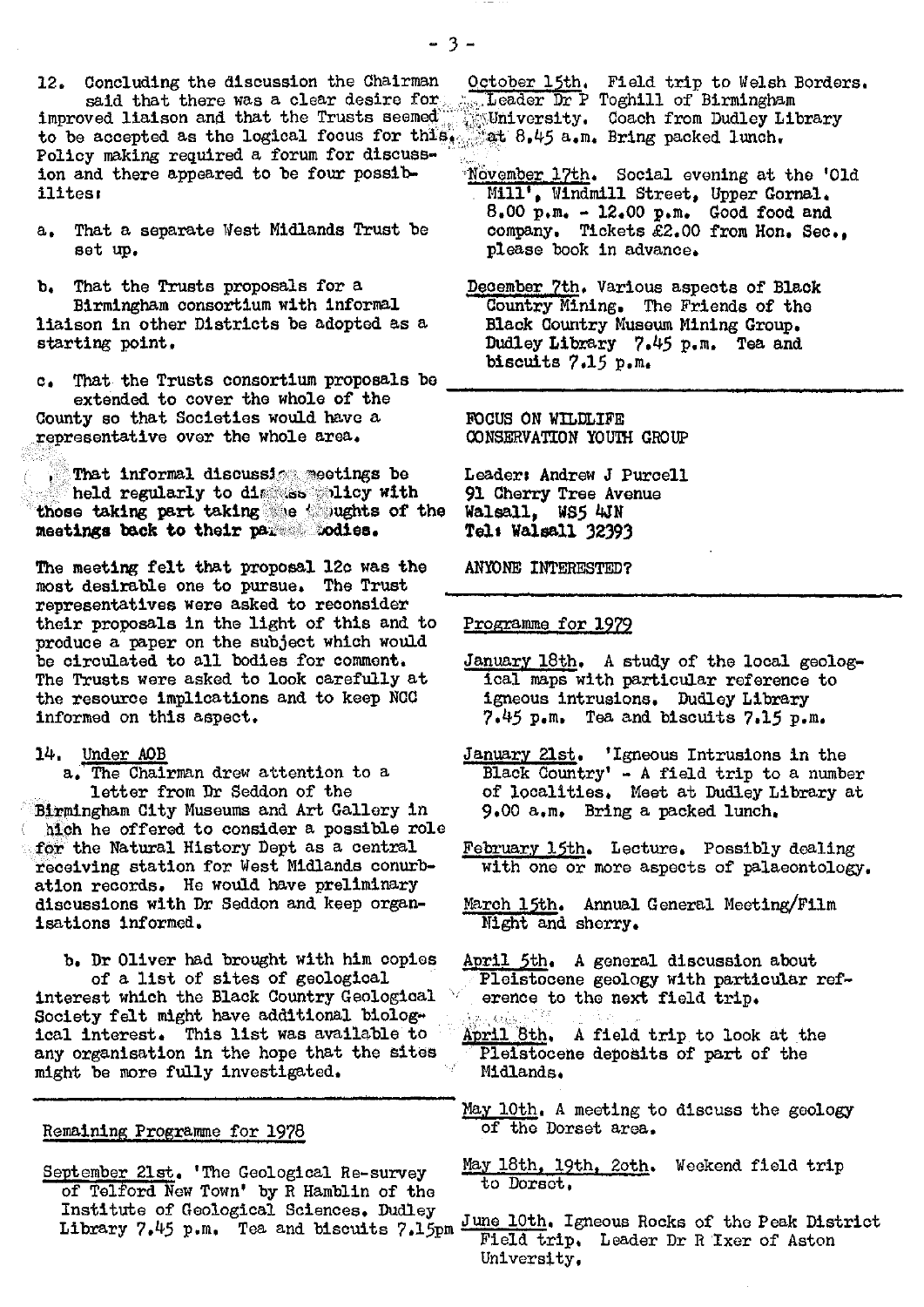12. Concluding the discussion the Chairman said that there was a clear desire for improved liaison and that the Trusts seemed to be accepted as the logical focus for this. Policy making required a forum for discussion and there appeared to be four possibilites:

a. That a separate West Midlands Trust be set up.

b. That the Trusts proposals for a Birmingham consortium with informal liaison in other Districts be adopted as a starting point.

c. That the Trusts consortium proposals be extended to cover the whole of the County so that Societies would have a representative over the whole area.

d. That informal discussion meetings be held regularly to discuss policy with those taking part taking the thoughts of the meetings back to their parent bodies.

The meeting felt that proposal 12c was the most desirable one to pursue. The Trust representatives were asked to reconsider their proposals in the light of this and to produce a paper on the subject which would be circulated to all bodies for comment. The Trusts were asked to look carefully at the resource implications and to keep NCC informed on this aspect.

14. Under AOB

a. The Chairman drew attention to a letter from Dr Seddon of the Birmingham City Museums and Art Gallery in which he offered to consider a possible role for the Natural History Dept as a central receiving station for West Midlands conurbation records. He would have preliminary discussions with Dr Seddon and keep organisations informed.

b. Dr Oliver had brought with him copies of a list of sites of geological interest which the Black Country Geological Society felt might have additional biological interest. This list was available to any organisation in the hope that the sites might be more fully investigated.

---

## Remaining Programme for 1978

September 21st. 'The Geological Re-survey of Telford New Town' by R Hamblin of the Institute of Geological Sciences. Dudley Library 7.45 p.m. Tea and biscuits 7.15pm

October 15th. Field trip to Welsh Borders. Leader Dr P Toghill of Birmingham University. Coach from Dudley Library at 8.45 a.m. Bring packed lunch.

November 17th. Social evening at the 'Old Mill', Windmill Street, Upper Gornal. 8.00 p.m. - 12.00 p.m. Good food and company. Tickets £2.00 from Hon. Sec., please book in advance.

December 7th. Various aspects of Black Country Mining. The Friends of the Black Country Museum Mining Group. Dudley Library 7.45 p.m. Tea and biscuits 7.15 p.m.

---

FOCUS ON WILDLIFE
CONSERVATION YOUTH GROUP

Leader: Andrew J Purcell
91 Cherry Tree Avenue
Walsall, WS5 4JN
Tel: Walsall 32393

ANYONE INTERESTED?

---

## Programme for 1979

January 18th. A study of the local geological maps with particular reference to igneous intrusions. Dudley Library 7.45 p.m. Tea and biscuits 7.15 p.m.

January 21st. 'Igneous Intrusions in the Black Country' - A field trip to a number of localities. Meet at Dudley Library at 9.00 a.m. Bring a packed lunch.

February 15th. Lecture. Possibly dealing with one or more aspects of palaeontology.

March 15th. Annual General Meeting/Film Night and sherry.

April 5th. A general discussion about Pleistocene geology with particular reference to the next field trip.

April 8th. A field trip to look at the Pleistocene deposits of part of the Midlands.

May 10th. A meeting to discuss the geology of the Dorset area.

May 18th, 19th, 20th. Weekend field trip to Dorset.

June 10th. Igneous Rocks of the Peak District Field trip. Leader Dr R Ixer of Aston University.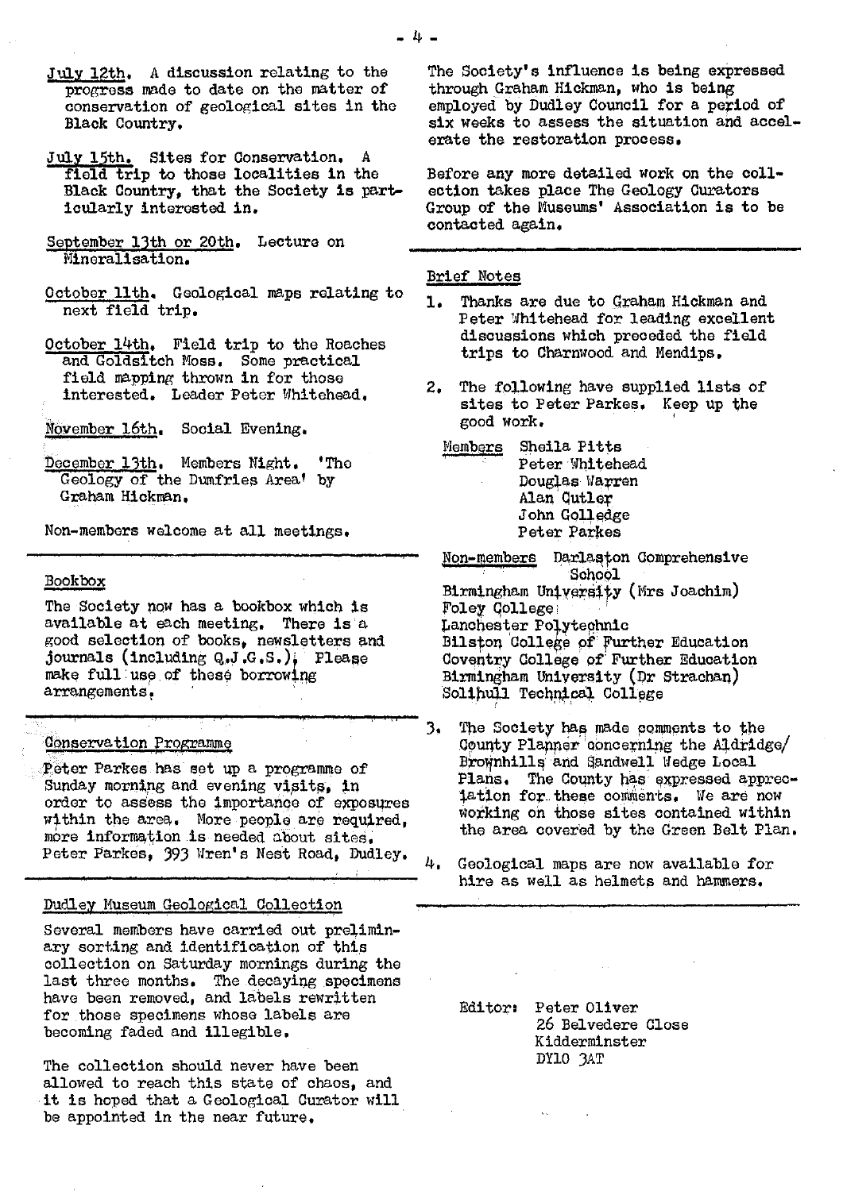July 12th. A discussion relating to the progress made to date on the matter of conservation of geological sites in the Black Country.

July 15th. Sites for Conservation. A field trip to those localities in the Black Country, that the Society is particularly interested in.

September 13th or 20th. Lecture on Mineralisation.

October 11th. Geological maps relating to next field trip.

October 14th. Field trip to the Roaches and Goldsitch Moss. Some practical field mapping thrown in for those interested. Leader Peter Whitehead.

November 16th. Social Evening.

December 13th. Members Night. 'The Geology of the Dumfries Area' by Graham Hickman.

Non-members welcome at all meetings.

## Bookbox

The Society now has a bookbox which is available at each meeting. There is a good selection of books, newsletters and journals (including Q.J.G.S.). Please make full use of these borrowing arrangements.

## Conservation Programme

Peter Parkes has set up a programme of Sunday morning and evening visits, in order to assess the importance of exposures within the area. More people are required, more information is needed about sites. Peter Parkes, 393 Wren's Nest Road, Dudley.

## Dudley Museum Geological Collection

Several members have carried out preliminary sorting and identification of this collection on Saturday mornings during the last three months. The decaying specimens have been removed, and labels rewritten for those specimens whose labels are becoming faded and illegible.

The collection should never have been allowed to reach this state of chaos, and it is hoped that a Geological Curator will be appointed in the near future.

The Society's influence is being expressed through Graham Hickman, who is being employed by Dudley Council for a period of six weeks to assess the situation and accelerate the restoration process.

Before any more detailed work on the collection takes place The Geology Curators Group of the Museums' Association is to be contacted again.

## Brief Notes

1. Thanks are due to Graham Hickman and Peter Whitehead for leading excellent discussions which preceded the field trips to Charnwood and Mendips.

2. The following have supplied lists of sites to Peter Parkes. Keep up the good work.

   Members
   - Sheila Pitts
   - Peter Whitehead
   - Douglas Warren
   - Alan Cutler
   - John Golledge
   - Peter Parkes

   Non-members
   - Darlaston Comprehensive School
   - Birmingham University (Mrs Joachim)
   - Foley College
   - Lanchester Polytechnic
   - Bilston College of Further Education
   - Coventry College of Further Education
   - Birmingham University (Dr Strachan)
   - Solihull Technical College

3. The Society has made comments to the County Planner concerning the Aldridge/Brownhills and Sandwell Wedge Local Plans. The County has expressed appreciation for these comments. We are now working on those sites contained within the area covered by the Green Belt Plan.

4. Geological maps are now available for hire as well as helmets and hammers.

Editor: Peter Oliver
26 Belvedere Close
Kidderminster
DY10 3AT